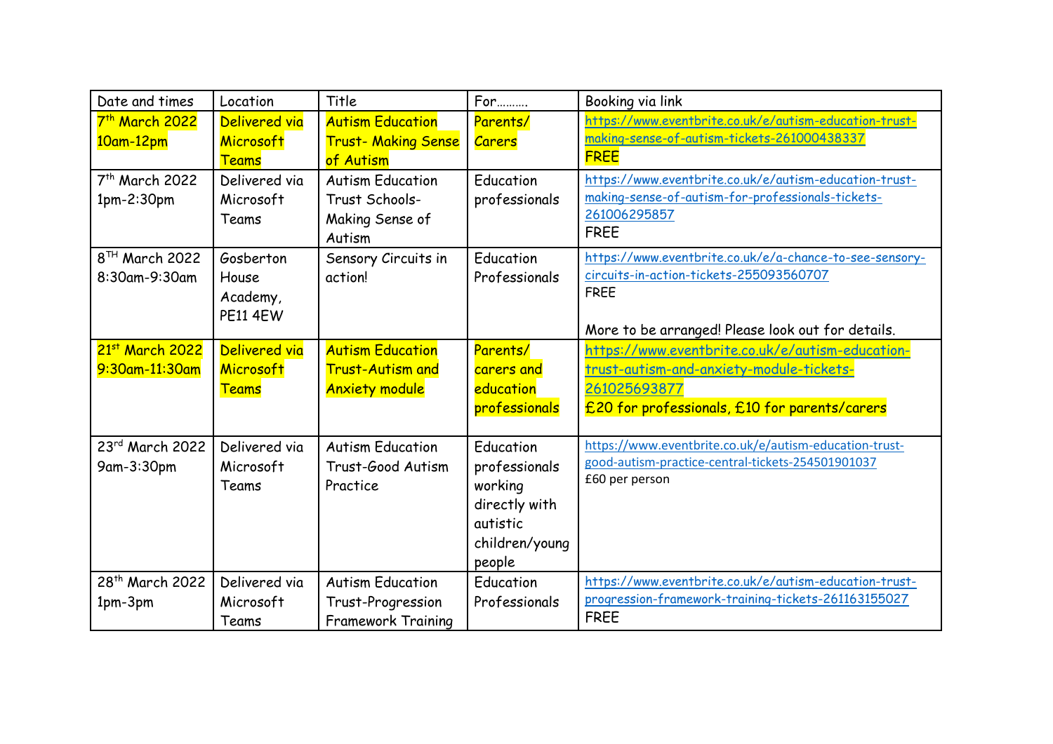| Date and times | Location | Title | For………. | Booking via link |
|---|---|---|---|---|
| 7th March 2022 10am-12pm | Delivered via Microsoft Teams | Autism Education Trust- Making Sense of Autism | Parents/ Carers | https://www.eventbrite.co.uk/e/autism-education-trust-making-sense-of-autism-tickets-261000438337 FREE |
| 7th March 2022 1pm-2:30pm | Delivered via Microsoft Teams | Autism Education Trust Schools- Making Sense of Autism | Education professionals | https://www.eventbrite.co.uk/e/autism-education-trust-making-sense-of-autism-for-professionals-tickets-261006295857 FREE |
| 8TH March 2022 8:30am-9:30am | Gosberton House Academy, PE11 4EW | Sensory Circuits in action! | Education Professionals | https://www.eventbrite.co.uk/e/a-chance-to-see-sensory-circuits-in-action-tickets-255093560707 FREE<br><br>More to be arranged! Please look out for details. |
| 21st March 2022 9:30am-11:30am | Delivered via Microsoft Teams | Autism Education Trust-Autism and Anxiety module | Parents/ carers and education professionals | https://www.eventbrite.co.uk/e/autism-education-trust-autism-and-anxiety-module-tickets-261025693877 £20 for professionals, £10 for parents/carers |
| 23rd March 2022 9am-3:30pm | Delivered via Microsoft Teams | Autism Education Trust-Good Autism Practice | Education professionals working directly with autistic children/young people | https://www.eventbrite.co.uk/e/autism-education-trust-good-autism-practice-central-tickets-254501901037 £60 per person |
| 28th March 2022 1pm-3pm | Delivered via Microsoft Teams | Autism Education Trust-Progression Framework Training | Education Professionals | https://www.eventbrite.co.uk/e/autism-education-trust-progression-framework-training-tickets-261163155027 FREE |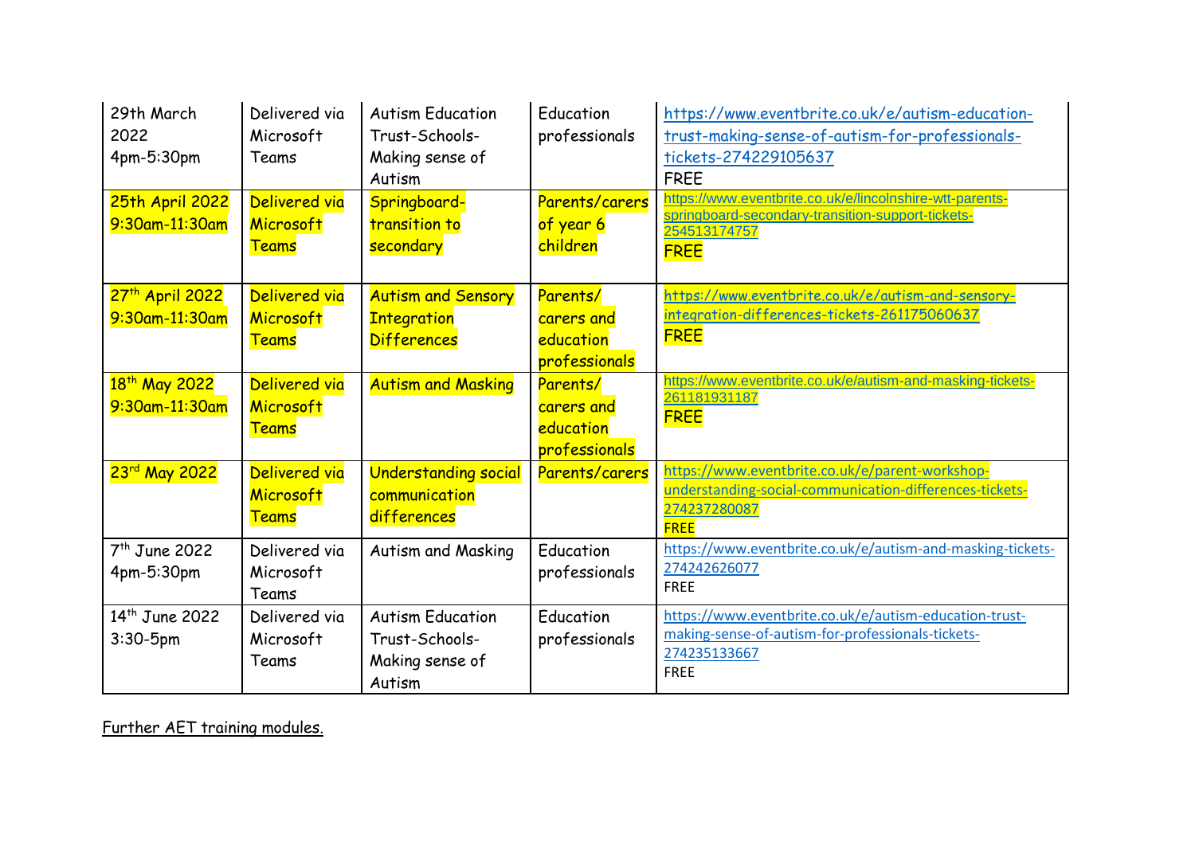| | | | | |
|---|---|---|---|---|
| 29th March 2022 4pm-5:30pm | Delivered via Microsoft Teams | Autism Education Trust-Schools-Making sense of Autism | Education professionals | https://www.eventbrite.co.uk/e/autism-education-trust-making-sense-of-autism-for-professionals-tickets-274229105637 FREE |
| 25th April 2022 9:30am-11:30am | Delivered via Microsoft Teams | Springboard-transition to secondary | Parents/carers of year 6 children | https://www.eventbrite.co.uk/e/lincolnshire-wtt-parents-springboard-secondary-transition-support-tickets-254513174757 FREE |
| 27th April 2022 9:30am-11:30am | Delivered via Microsoft Teams | Autism and Sensory Integration Differences | Parents/ carers and education professionals | https://www.eventbrite.co.uk/e/autism-and-sensory-integration-differences-tickets-261175060637 FREE |
| 18th May 2022 9:30am-11:30am | Delivered via Microsoft Teams | Autism and Masking | Parents/ carers and education professionals | https://www.eventbrite.co.uk/e/autism-and-masking-tickets-261181931187 FREE |
| 23rd May 2022 | Delivered via Microsoft Teams | Understanding social communication differences | Parents/carers | https://www.eventbrite.co.uk/e/parent-workshop-understanding-social-communication-differences-tickets-274237280087 FREE |
| 7th June 2022 4pm-5:30pm | Delivered via Microsoft Teams | Autism and Masking | Education professionals | https://www.eventbrite.co.uk/e/autism-and-masking-tickets-274242626077 FREE |
| 14th June 2022 3:30-5pm | Delivered via Microsoft Teams | Autism Education Trust-Schools-Making sense of Autism | Education professionals | https://www.eventbrite.co.uk/e/autism-education-trust-making-sense-of-autism-for-professionals-tickets-274235133667 FREE |

Further AET training modules.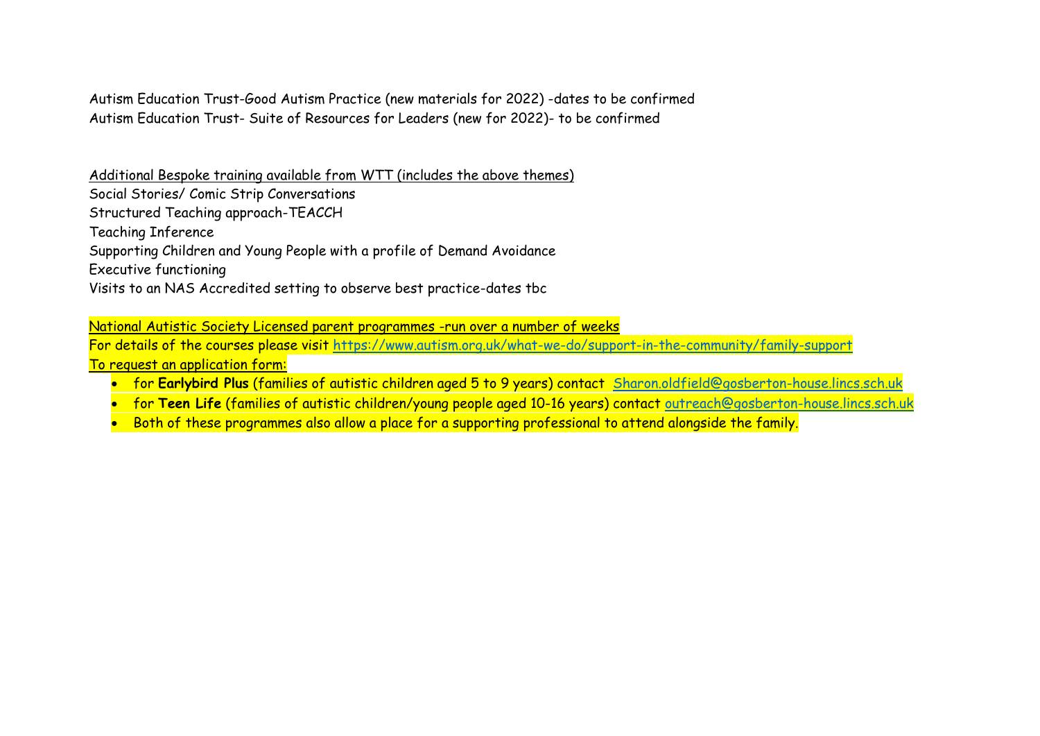Autism Education Trust-Good Autism Practice (new materials for 2022) -dates to be confirmed
Autism Education Trust- Suite of Resources for Leaders (new for 2022)- to be confirmed

Additional Bespoke training available from WTT (includes the above themes)
Social Stories/ Comic Strip Conversations
Structured Teaching approach-TEACCH
Teaching Inference
Supporting Children and Young People with a profile of Demand Avoidance
Executive functioning
Visits to an NAS Accredited setting to observe best practice-dates tbc

National Autistic Society Licensed parent programmes -run over a number of weeks
For details of the courses please visit https://www.autism.org.uk/what-we-do/support-in-the-community/family-support
To request an application form:

- for **Earlybird Plus** (families of autistic children aged 5 to 9 years) contact Sharon.oldfield@gosberton-house.lincs.sch.uk
- for **Teen Life** (families of autistic children/young people aged 10-16 years) contact outreach@gosberton-house.lincs.sch.uk
- Both of these programmes also allow a place for a supporting professional to attend alongside the family.